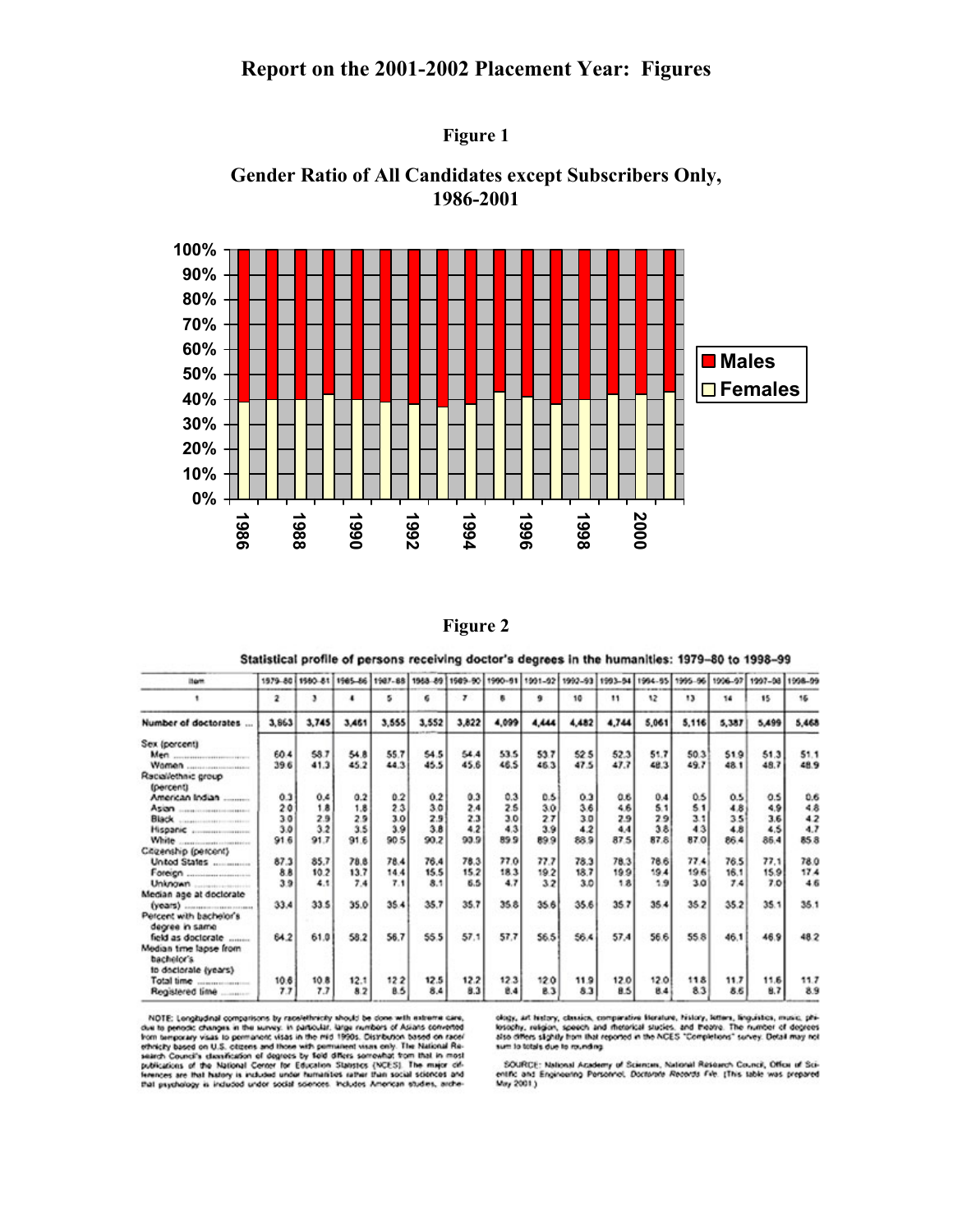# Report on the 2001-2002 Placement Year: Figures

## Figure 1

### Gender Ratio of All Candidates except Subscribers Only, 1986-2001

## Figure 2

**Statistical profile of persons receiving doctor's degrees in the humanities: 1979–80 to 1998–99**

| Item | 1979–80 | 1980–81 | 1985–86 | 1987–88 | 1988–89 | 1989–90 | 1990–91 | 1991–92 | 1992–93 | 1993–94 | 1994–95 | 1995–96 | 1996–97 | 1997–98 | 1998–99 |
|---|---|---|---|---|---|---|---|---|---|---|---|---|---|---|---|
| 1 | 2 | 3 | 4 | 5 | 6 | 7 | 8 | 9 | 10 | 11 | 12 | 13 | 14 | 15 | 16 |
| Number of doctorates | 3,863 | 3,745 | 3,461 | 3,555 | 3,552 | 3,822 | 4,099 | 4,444 | 4,482 | 4,744 | 5,061 | 5,116 | 5,387 | 5,499 | 5,468 |
| Sex (percent) | | | | | | | | | | | | | | | |
| Men | 60.4 | 58.7 | 54.8 | 55.7 | 54.5 | 54.4 | 53.5 | 53.7 | 52.5 | 52.3 | 51.7 | 50.3 | 51.9 | 51.3 | 51.1 |
| Women | 39.6 | 41.3 | 45.2 | 44.3 | 45.5 | 45.6 | 46.5 | 46.3 | 47.5 | 47.7 | 48.3 | 49.7 | 48.1 | 48.7 | 48.9 |
| Racial/ethnic group (percent) | | | | | | | | | | | | | | | |
| American Indian | 0.3 | 0.4 | 0.2 | 0.2 | 0.2 | 0.3 | 0.3 | 0.5 | 0.3 | 0.6 | 0.4 | 0.5 | 0.5 | 0.5 | 0.6 |
| Asian | 2.0 | 1.8 | 1.8 | 2.3 | 3.0 | 2.4 | 2.5 | 3.0 | 3.6 | 4.6 | 5.1 | 5.1 | 4.8 | 4.9 | 4.8 |
| Black | 3.0 | 2.9 | 2.9 | 3.0 | 2.9 | 2.3 | 3.0 | 2.7 | 3.0 | 2.9 | 2.9 | 3.1 | 3.5 | 3.6 | 4.2 |
| Hispanic | 3.0 | 3.2 | 3.5 | 3.9 | 3.8 | 4.2 | 4.3 | 3.9 | 4.2 | 4.4 | 3.8 | 4.3 | 4.8 | 4.5 | 4.7 |
| White | 91.6 | 91.7 | 91.6 | 90.5 | 90.2 | 90.9 | 89.9 | 89.9 | 88.9 | 87.5 | 87.8 | 87.0 | 86.4 | 86.4 | 85.8 |
| Citizenship (percent) | | | | | | | | | | | | | | | |
| United States | 87.3 | 85.7 | 78.8 | 78.4 | 76.4 | 78.3 | 77.0 | 77.7 | 78.3 | 78.3 | 78.6 | 77.4 | 76.5 | 77.1 | 78.0 |
| Foreign | 8.8 | 10.2 | 13.7 | 14.4 | 15.5 | 15.2 | 18.3 | 19.2 | 18.7 | 19.9 | 19.4 | 19.6 | 16.1 | 15.9 | 17.4 |
| Unknown | 3.9 | 4.1 | 7.4 | 7.1 | 8.1 | 6.5 | 4.7 | 3.2 | 3.0 | 1.8 | 1.9 | 3.0 | 7.4 | 7.0 | 4.6 |
| Median age at doctorate (years) | 33.4 | 33.5 | 35.0 | 35.4 | 35.7 | 35.7 | 35.8 | 35.6 | 35.6 | 35.7 | 35.4 | 35.2 | 35.2 | 35.1 | 35.1 |
| Percent with bachelor's degree in same field as doctorate | 64.2 | 61.0 | 58.2 | 56.7 | 55.5 | 57.1 | 57.7 | 56.5 | 56.4 | 57.4 | 56.6 | 55.8 | 46.1 | 46.9 | 48.2 |
| Median time lapse from bachelor's to doctorate (years) | | | | | | | | | | | | | | | |
| Total time | 10.6 | 10.8 | 12.1 | 12.2 | 12.5 | 12.2 | 12.3 | 12.0 | 11.9 | 12.0 | 12.0 | 11.8 | 11.7 | 11.6 | 11.7 |
| Registered time | 7.7 | 7.7 | 8.2 | 8.5 | 8.4 | 8.3 | 8.4 | 8.3 | 8.3 | 8.5 | 8.4 | 8.3 | 8.6 | 8.7 | 8.9 |

NOTE: Longitudinal comparisons by race/ethnicity should be done with extreme care, due to periodic changes in the survey. In particular, large numbers of Asians converted from temporary visas to permanent visas in the mid 1990s. Distribution based on race/ethnicity based on U.S. citizens and those with permanent visas only. The National Research Council's classification of degrees by field differs somewhat from that in most publications of the National Center for Education Statistics (NCES). The major differences are that history is included under humanities rather than social sciences and that psychology is included under social sciences. Includes American studies, archeology, art history, classics, comparative literature, history, letters, linguistics, music, philosophy, religion, speech and rhetorical studies, and theatre. The number of degrees also differs slightly from that reported in the NCES "Completions" survey. Detail may not sum to totals due to rounding.

SOURCE: National Academy of Sciences, National Research Council, Office of Scientific and Engineering Personnel, *Doctorate Records File*. (This table was prepared May 2001.)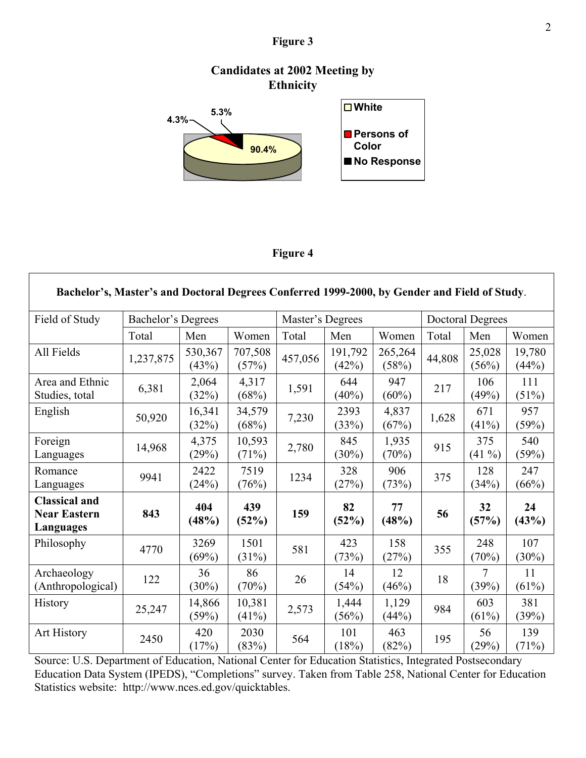**Figure 3**

**Candidates at 2002 Meeting by Ethnicity**

- White: 90.4%
- Persons of Color: 4.3%
- No Response: 5.3%

**Figure 4**

| **Bachelor's, Master's and Doctoral Degrees Conferred 1999-2000, by Gender and Field of Study**. | | | | | | | | | |
|---|---|---|---|---|---|---|---|---|---|
| Field of Study | Bachelor's Degrees | | | Master's Degrees | | | Doctoral Degrees | | |
| | Total | Men | Women | Total | Men | Women | Total | Men | Women |
| All Fields | 1,237,875 | 530,367 (43%) | 707,508 (57%) | 457,056 | 191,792 (42%) | 265,264 (58%) | 44,808 | 25,028 (56%) | 19,780 (44%) |
| Area and Ethnic Studies, total | 6,381 | 2,064 (32%) | 4,317 (68%) | 1,591 | 644 (40%) | 947 (60%) | 217 | 106 (49%) | 111 (51%) |
| English | 50,920 | 16,341 (32%) | 34,579 (68%) | 7,230 | 2393 (33%) | 4,837 (67%) | 1,628 | 671 (41%) | 957 (59%) |
| Foreign Languages | 14,968 | 4,375 (29%) | 10,593 (71%) | 2,780 | 845 (30%) | 1,935 (70%) | 915 | 375 (41 %) | 540 (59%) |
| Romance Languages | 9941 | 2422 (24%) | 7519 (76%) | 1234 | 328 (27%) | 906 (73%) | 375 | 128 (34%) | 247 (66%) |
| **Classical and Near Eastern Languages** | **843** | **404 (48%)** | **439 (52%)** | **159** | **82 (52%)** | **77 (48%)** | **56** | **32 (57%)** | **24 (43%)** |
| Philosophy | 4770 | 3269 (69%) | 1501 (31%) | 581 | 423 (73%) | 158 (27%) | 355 | 248 (70%) | 107 (30%) |
| Archaeology (Anthropological) | 122 | 36 (30%) | 86 (70%) | 26 | 14 (54%) | 12 (46%) | 18 | 7 (39%) | 11 (61%) |
| History | 25,247 | 14,866 (59%) | 10,381 (41%) | 2,573 | 1,444 (56%) | 1,129 (44%) | 984 | 603 (61%) | 381 (39%) |
| Art History | 2450 | 420 (17%) | 2030 (83%) | 564 | 101 (18%) | 463 (82%) | 195 | 56 (29%) | 139 (71%) |

Source: U.S. Department of Education, National Center for Education Statistics, Integrated Postsecondary Education Data System (IPEDS), "Completions" survey. Taken from Table 258, National Center for Education Statistics website: http://www.nces.ed.gov/quicktables.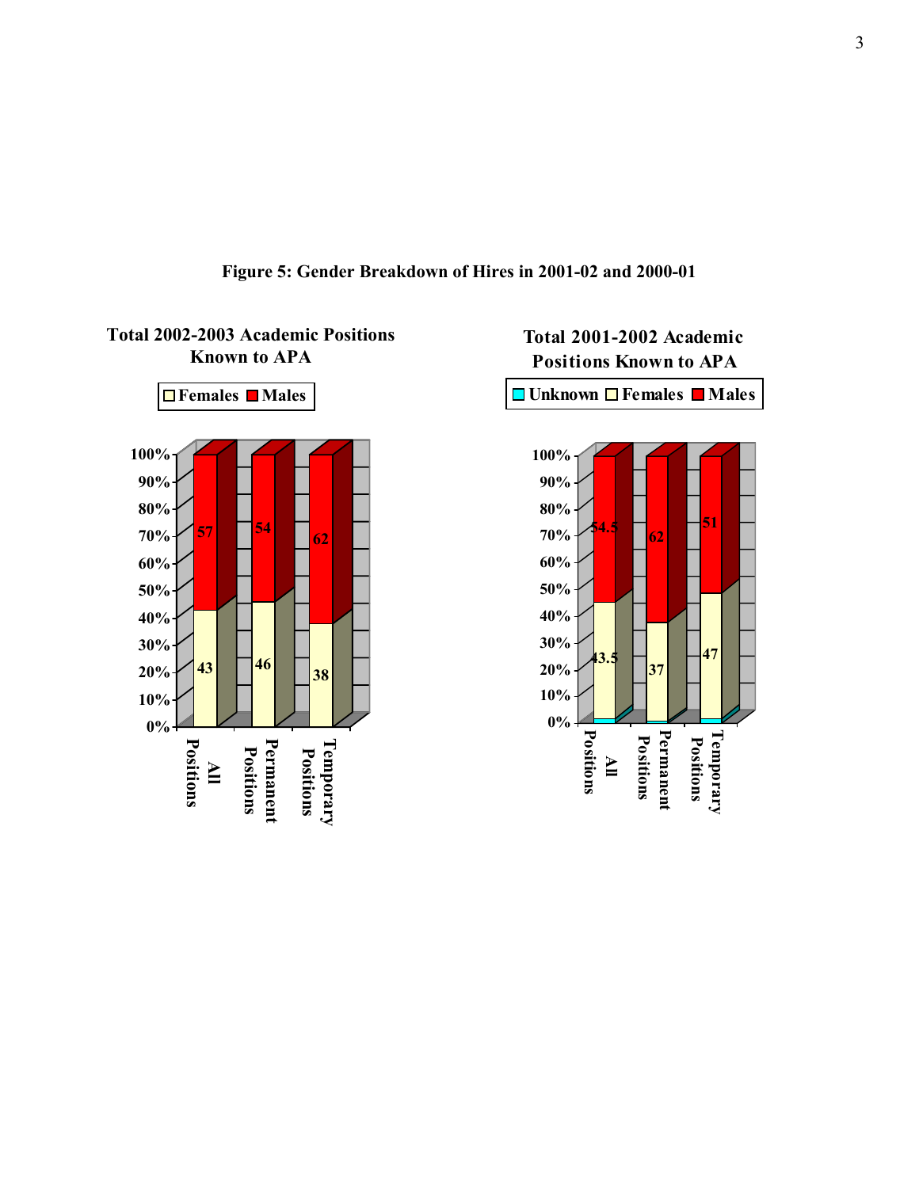**Figure 5: Gender Breakdown of Hires in 2001-02 and 2000-01**

**Total 2002-2003 Academic Positions Known to APA**

| | All Positions | Permanent Positions | Temporary Positions |
|---|---|---|---|
| Females | 43 | 46 | 38 |
| Males | 57 | 54 | 62 |

**Total 2001-2002 Academic Positions Known to APA**

| | All Positions | Permanent Positions | Temporary Positions |
|---|---|---|---|
| Unknown | | | |
| Females | 43.5 | 37 | 47 |
| Males | 54.5 | 62 | 51 |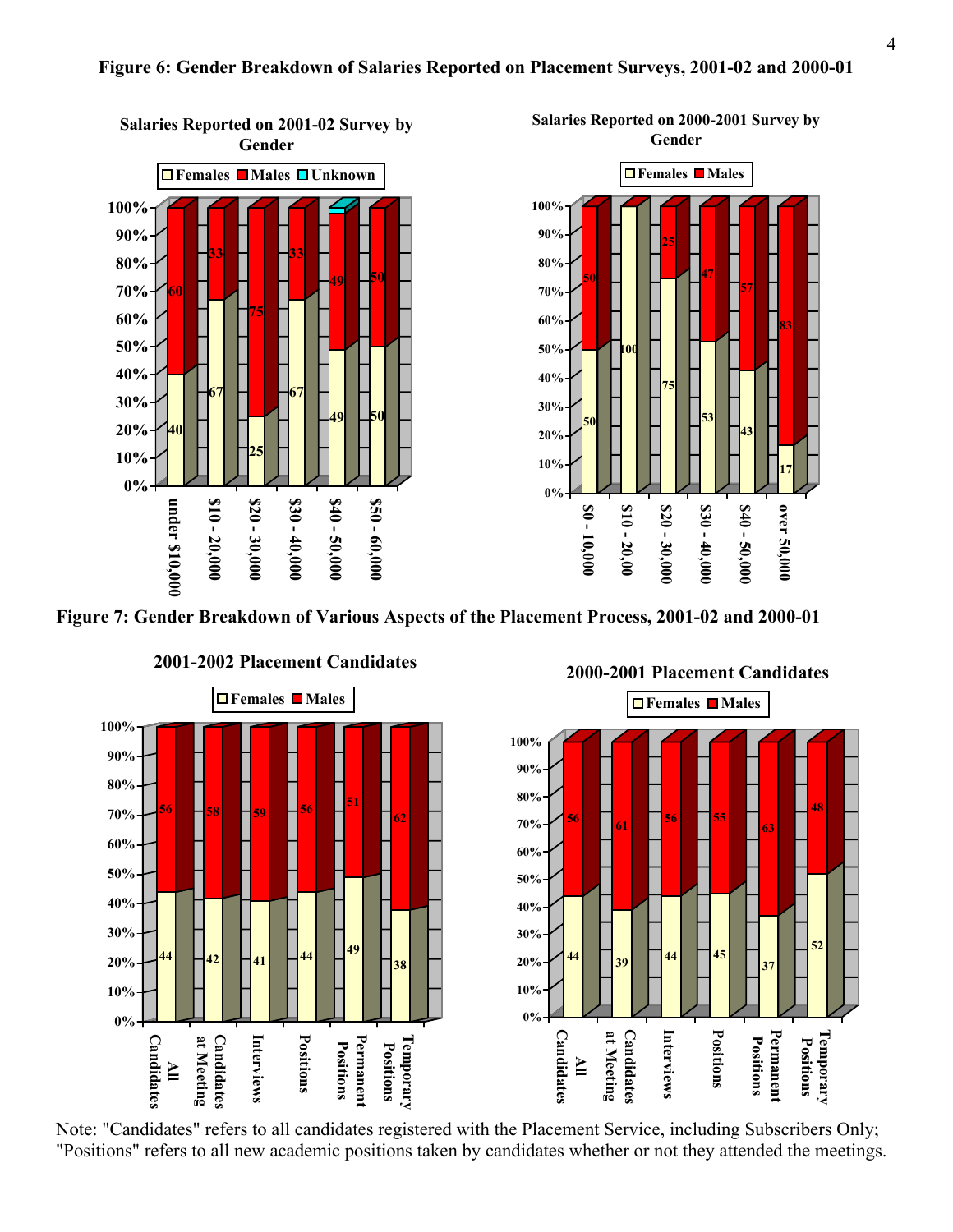**Figure 6: Gender Breakdown of Salaries Reported on Placement Surveys, 2001-02 and 2000-01**

**Salaries Reported on 2001-02 Survey by Gender**

| Salary | Females | Males | Unknown |
|---|---|---|---|
| under $10,000 | 40 | 60 | |
| $10 - 20,000 | 67 | 33 | |
| $20 - 30,000 | 25 | 75 | |
| $30 - 40,000 | 67 | 33 | |
| $40 - 50,000 | 49 | 49 | |
| $50 - 60,000 | 50 | 50 | |

**Salaries Reported on 2000-2001 Survey by Gender**

| Salary | Females | Males |
|---|---|---|
| $0 - 10,000 | 50 | 50 |
| $10 - 20,00 | 100 | |
| $20 - 30,000 | 75 | 25 |
| $30 - 40,000 | 53 | 47 |
| $40 - 50,000 | 43 | 57 |
| over 50,000 | 17 | 83 |

**Figure 7: Gender Breakdown of Various Aspects of the Placement Process, 2001-02 and 2000-01**

**2001-2002 Placement Candidates**

| | Females | Males |
|---|---|---|
| All Candidates | 44 | 56 |
| Candidates at Meeting | 42 | 58 |
| Interviews | 41 | 59 |
| Positions | 44 | 56 |
| Permanent Positions | 49 | 51 |
| Temporary Positions | 38 | 62 |

**2000-2001 Placement Candidates**

| | Females | Males |
|---|---|---|
| All Candidates | 44 | 56 |
| Candidates at Meeting | 39 | 61 |
| Interviews | 44 | 56 |
| Positions | 45 | 55 |
| Permanent Positions | 37 | 63 |
| Temporary Positions | 52 | 48 |

Note: "Candidates" refers to all candidates registered with the Placement Service, including Subscribers Only; "Positions" refers to all new academic positions taken by candidates whether or not they attended the meetings.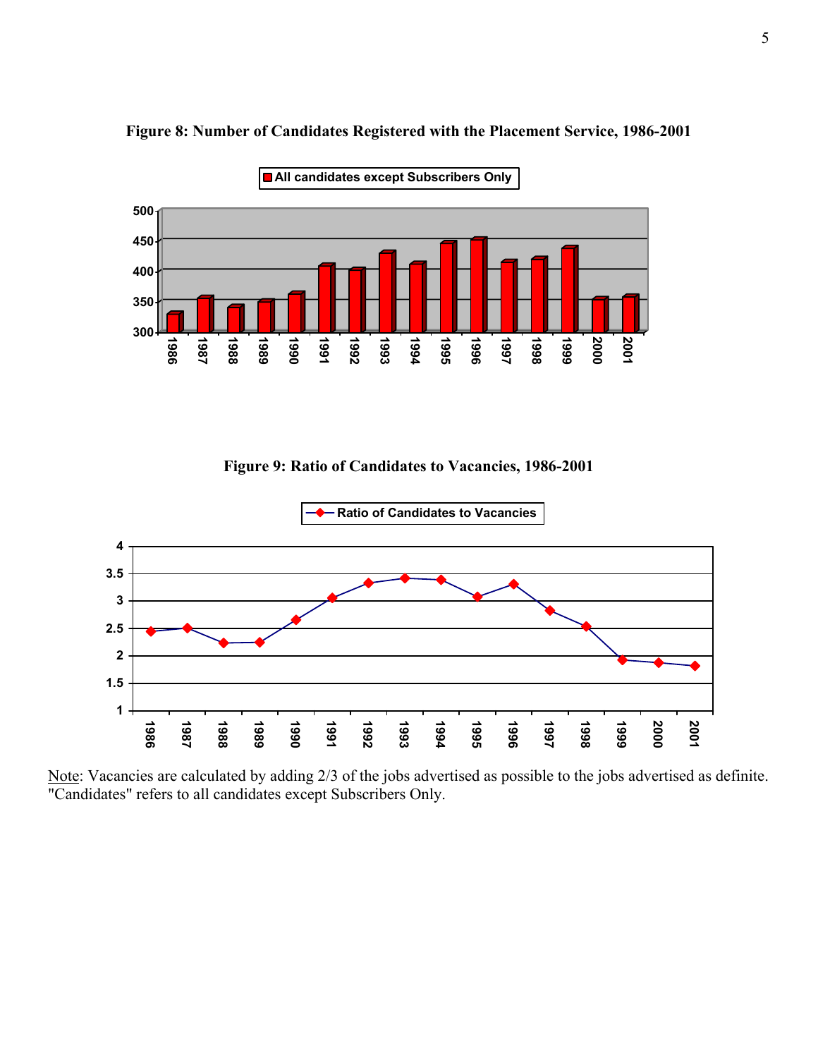**Figure 8: Number of Candidates Registered with the Placement Service, 1986-2001**

**Figure 9: Ratio of Candidates to Vacancies, 1986-2001**

Note: Vacancies are calculated by adding 2/3 of the jobs advertised as possible to the jobs advertised as definite. "Candidates" refers to all candidates except Subscribers Only.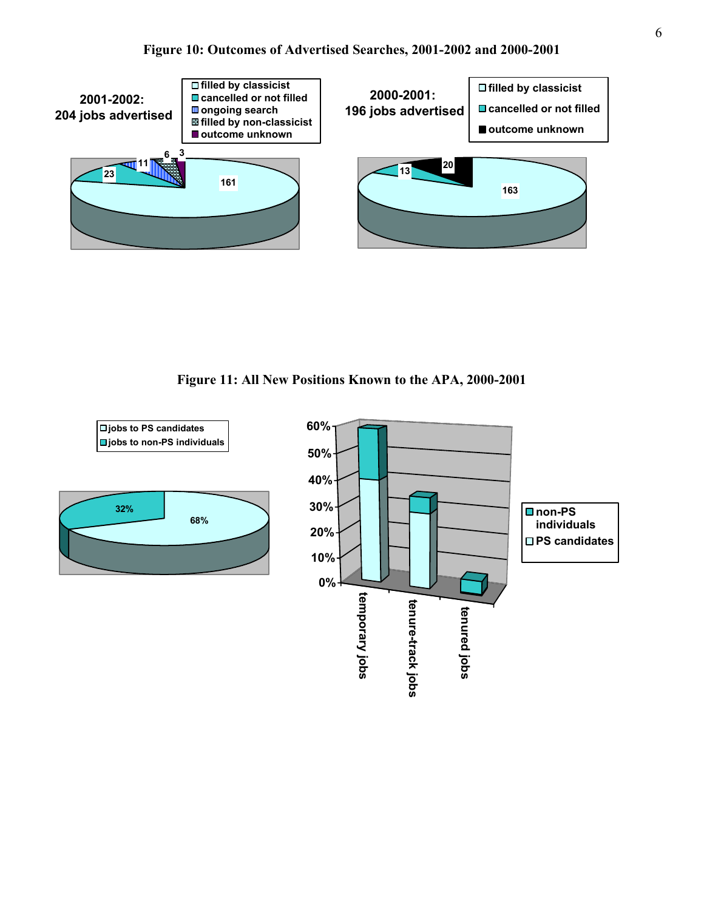**Figure 10: Outcomes of Advertised Searches, 2001-2002 and 2000-2001**

**2001-2002: 204 jobs advertised**

| Outcome | Number |
|---|---|
| filled by classicist | 161 |
| cancelled or not filled | 23 |
| ongoing search | 11 |
| filled by non-classicist | 6 |
| outcome unknown | 3 |

**2000-2001: 196 jobs advertised**

| Outcome | Number |
|---|---|
| filled by classicist | 163 |
| cancelled or not filled | 13 |
| outcome unknown | 20 |

**Figure 11: All New Positions Known to the APA, 2000-2001**

| Category | Percent |
|---|---|
| jobs to PS candidates | 68% |
| jobs to non-PS individuals | 32% |

Bar chart (0%–60%): temporary jobs, tenure-track jobs, tenured jobs; series: non-PS individuals, PS candidates.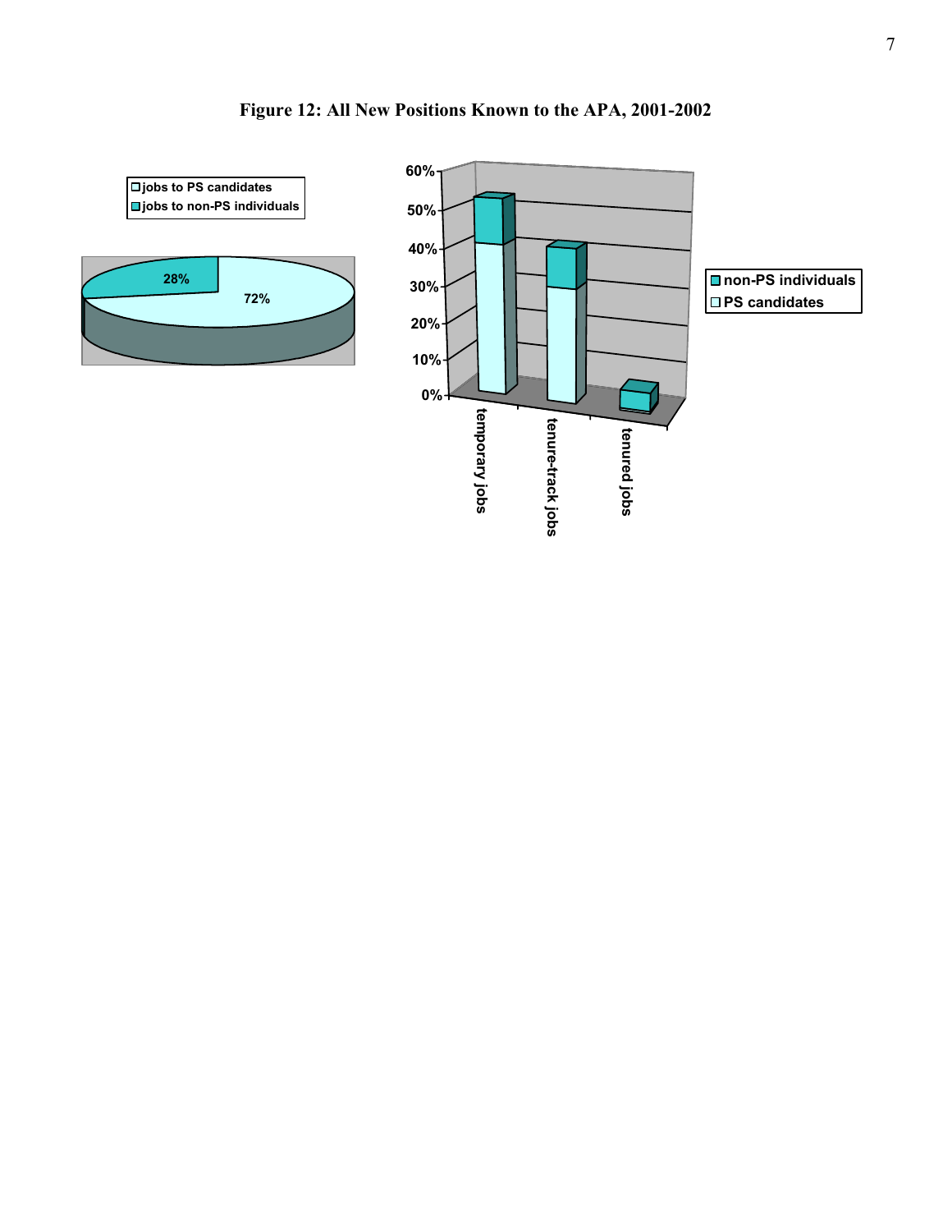**Figure 12: All New Positions Known to the APA, 2001-2002**

jobs to PS candidates
jobs to non-PS individuals

28%
72%

60%
50%
40%
30%
20%
10%
0%

temporary jobs
tenure-track jobs
tenured jobs

non-PS individuals
PS candidates